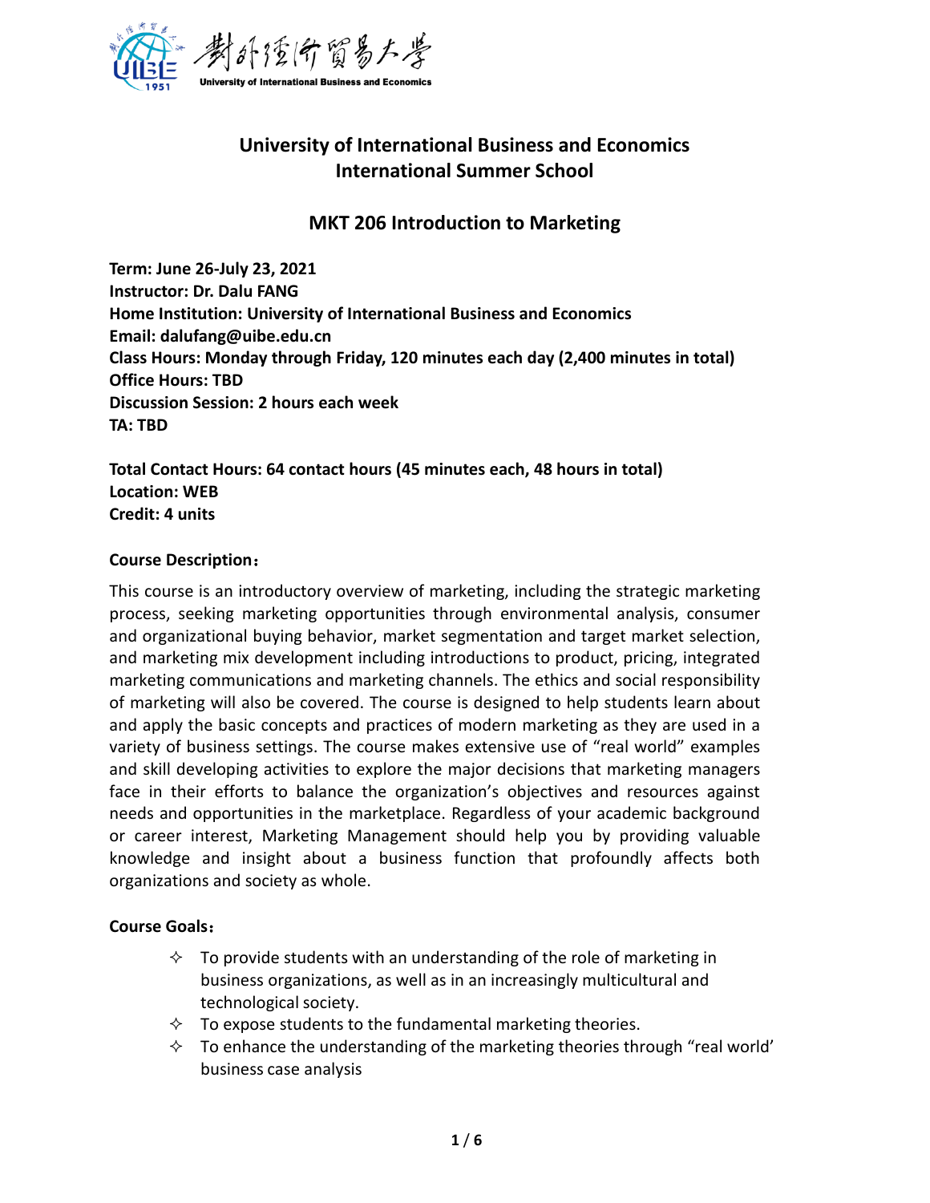# University of International Business and Economics
# International Summer School

## MKT 206 Introduction to Marketing

**Term: June 26-July 23, 2021**
**Instructor: Dr. Dalu FANG**
**Home Institution: University of International Business and Economics**
**Email: dalufang@uibe.edu.cn**
**Class Hours: Monday through Friday, 120 minutes each day (2,400 minutes in total)**
**Office Hours: TBD**
**Discussion Session: 2 hours each week**
**TA: TBD**

**Total Contact Hours: 64 contact hours (45 minutes each, 48 hours in total)**
**Location: WEB**
**Credit: 4 units**

**Course Description：**

This course is an introductory overview of marketing, including the strategic marketing process, seeking marketing opportunities through environmental analysis, consumer and organizational buying behavior, market segmentation and target market selection, and marketing mix development including introductions to product, pricing, integrated marketing communications and marketing channels. The ethics and social responsibility of marketing will also be covered. The course is designed to help students learn about and apply the basic concepts and practices of modern marketing as they are used in a variety of business settings. The course makes extensive use of "real world" examples and skill developing activities to explore the major decisions that marketing managers face in their efforts to balance the organization's objectives and resources against needs and opportunities in the marketplace. Regardless of your academic background or career interest, Marketing Management should help you by providing valuable knowledge and insight about a business function that profoundly affects both organizations and society as whole.

**Course Goals：**

- To provide students with an understanding of the role of marketing in business organizations, as well as in an increasingly multicultural and technological society.
- To expose students to the fundamental marketing theories.
- To enhance the understanding of the marketing theories through "real world' business case analysis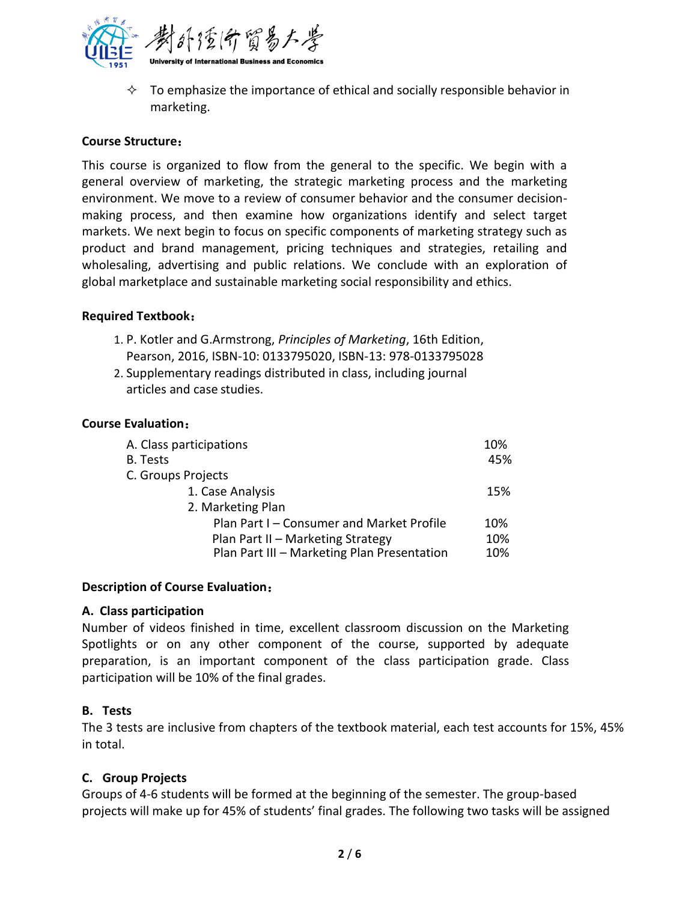- To emphasize the importance of ethical and socially responsible behavior in marketing.

**Course Structure：**

This course is organized to flow from the general to the specific. We begin with a general overview of marketing, the strategic marketing process and the marketing environment. We move to a review of consumer behavior and the consumer decision-making process, and then examine how organizations identify and select target markets. We next begin to focus on specific components of marketing strategy such as product and brand management, pricing techniques and strategies, retailing and wholesaling, advertising and public relations. We conclude with an exploration of global marketplace and sustainable marketing social responsibility and ethics.

**Required Textbook：**

1. P. Kotler and G.Armstrong, *Principles of Marketing*, 16th Edition, Pearson, 2016, ISBN-10: 0133795020, ISBN-13: 978-0133795028
2. Supplementary readings distributed in class, including journal articles and case studies.

**Course Evaluation：**

| Component | Weight |
|---|---|
| A. Class participations | 10% |
| B. Tests | 45% |
| C. Groups Projects | |
| 1. Case Analysis | 15% |
| 2. Marketing Plan | |
| Plan Part I – Consumer and Market Profile | 10% |
| Plan Part II – Marketing Strategy | 10% |
| Plan Part III – Marketing Plan Presentation | 10% |

**Description of Course Evaluation：**

**A. Class participation**

Number of videos finished in time, excellent classroom discussion on the Marketing Spotlights or on any other component of the course, supported by adequate preparation, is an important component of the class participation grade. Class participation will be 10% of the final grades.

**B. Tests**

The 3 tests are inclusive from chapters of the textbook material, each test accounts for 15%, 45% in total.

**C. Group Projects**

Groups of 4-6 students will be formed at the beginning of the semester. The group-based projects will make up for 45% of students' final grades. The following two tasks will be assigned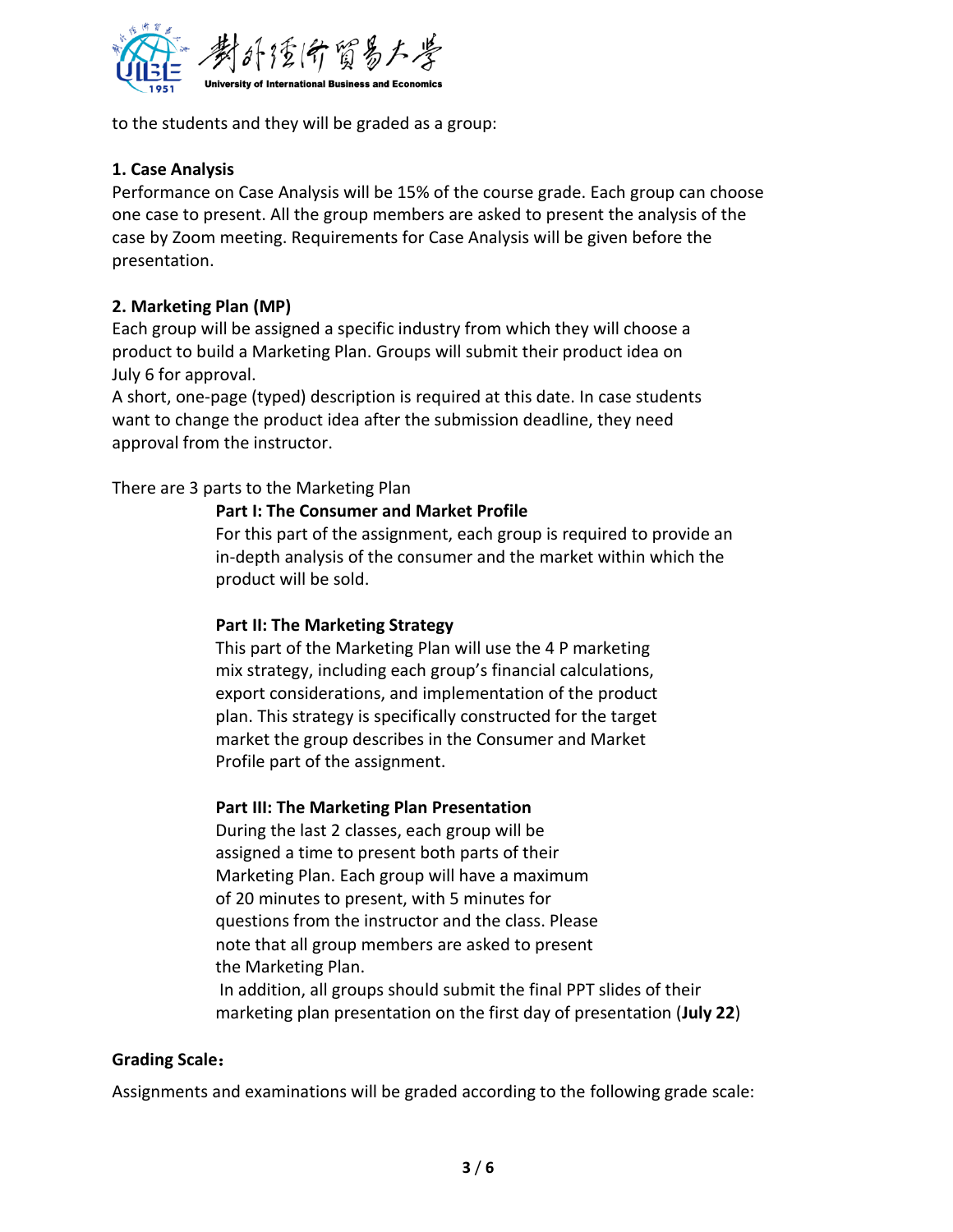to the students and they will be graded as a group:

**1. Case Analysis**

Performance on Case Analysis will be 15% of the course grade. Each group can choose one case to present. All the group members are asked to present the analysis of the case by Zoom meeting. Requirements for Case Analysis will be given before the presentation.

**2. Marketing Plan (MP)**

Each group will be assigned a specific industry from which they will choose a product to build a Marketing Plan. Groups will submit their product idea on July 6 for approval.

A short, one-page (typed) description is required at this date. In case students want to change the product idea after the submission deadline, they need approval from the instructor.

There are 3 parts to the Marketing Plan

**Part I: The Consumer and Market Profile**

For this part of the assignment, each group is required to provide an in-depth analysis of the consumer and the market within which the product will be sold.

**Part II: The Marketing Strategy**

This part of the Marketing Plan will use the 4 P marketing mix strategy, including each group's financial calculations, export considerations, and implementation of the product plan. This strategy is specifically constructed for the target market the group describes in the Consumer and Market Profile part of the assignment.

**Part III: The Marketing Plan Presentation**

During the last 2 classes, each group will be assigned a time to present both parts of their Marketing Plan. Each group will have a maximum of 20 minutes to present, with 5 minutes for questions from the instructor and the class. Please note that all group members are asked to present the Marketing Plan.

In addition, all groups should submit the final PPT slides of their marketing plan presentation on the first day of presentation (**July 22**)

**Grading Scale：**

Assignments and examinations will be graded according to the following grade scale: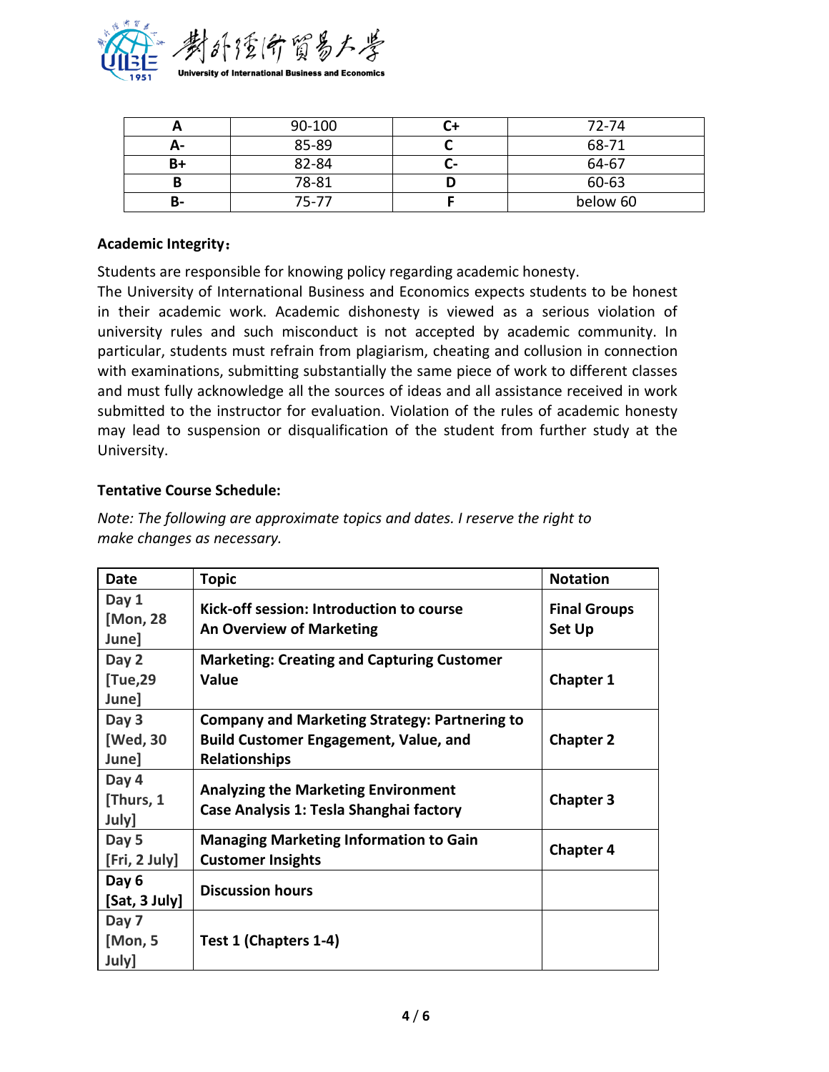| A | 90-100 | C+ | 72-74 |
|---|---|---|---|
| A- | 85-89 | C | 68-71 |
| B+ | 82-84 | C- | 64-67 |
| B | 78-81 | D | 60-63 |
| B- | 75-77 | F | below 60 |

**Academic Integrity：**

Students are responsible for knowing policy regarding academic honesty.
The University of International Business and Economics expects students to be honest in their academic work. Academic dishonesty is viewed as a serious violation of university rules and such misconduct is not accepted by academic community. In particular, students must refrain from plagiarism, cheating and collusion in connection with examinations, submitting substantially the same piece of work to different classes and must fully acknowledge all the sources of ideas and all assistance received in work submitted to the instructor for evaluation. Violation of the rules of academic honesty may lead to suspension or disqualification of the student from further study at the University.

**Tentative Course Schedule:**

*Note: The following are approximate topics and dates. I reserve the right to make changes as necessary.*

| Date | Topic | Notation |
|---|---|---|
| Day 1 [Mon, 28 June] | Kick-off session: Introduction to course<br>An Overview of Marketing | Final Groups Set Up |
| Day 2 [Tue,29 June] | Marketing: Creating and Capturing Customer Value | Chapter 1 |
| Day 3 [Wed, 30 June] | Company and Marketing Strategy: Partnering to Build Customer Engagement, Value, and Relationships | Chapter 2 |
| Day 4 [Thurs, 1 July] | Analyzing the Marketing Environment<br>Case Analysis 1: Tesla Shanghai factory | Chapter 3 |
| Day 5 [Fri, 2 July] | Managing Marketing Information to Gain Customer Insights | Chapter 4 |
| Day 6 [Sat, 3 July] | Discussion hours | |
| Day 7 [Mon, 5 July] | Test 1 (Chapters 1-4) | |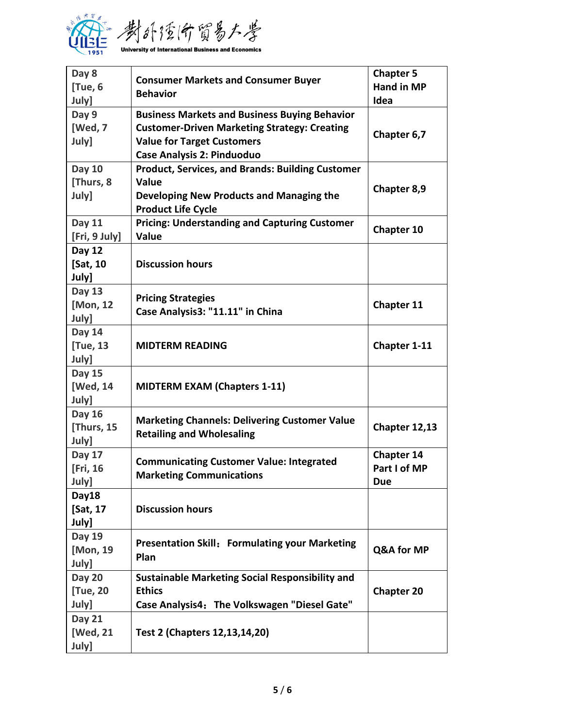| Day 8 [Tue, 6 July] | Consumer Markets and Consumer Buyer Behavior | Chapter 5 Hand in MP Idea |
|---|---|---|
| Day 9 [Wed, 7 July] | Business Markets and Business Buying Behavior<br>Customer-Driven Marketing Strategy: Creating Value for Target Customers<br>Case Analysis 2: Pinduoduo | Chapter 6,7 |
| Day 10 [Thurs, 8 July] | Product, Services, and Brands: Building Customer Value<br>Developing New Products and Managing the Product Life Cycle | Chapter 8,9 |
| Day 11 [Fri, 9 July] | Pricing: Understanding and Capturing Customer Value | Chapter 10 |
| Day 12 [Sat, 10 July] | Discussion hours | |
| Day 13 [Mon, 12 July] | Pricing Strategies<br>Case Analysis3: "11.11" in China | Chapter 11 |
| Day 14 [Tue, 13 July] | MIDTERM READING | Chapter 1-11 |
| Day 15 [Wed, 14 July] | MIDTERM EXAM (Chapters 1-11) | |
| Day 16 [Thurs, 15 July] | Marketing Channels: Delivering Customer Value<br>Retailing and Wholesaling | Chapter 12,13 |
| Day 17 [Fri, 16 July] | Communicating Customer Value: Integrated Marketing Communications | Chapter 14 Part I of MP Due |
| Day18 [Sat, 17 July] | Discussion hours | |
| Day 19 [Mon, 19 July] | Presentation Skill： Formulating your Marketing Plan | Q&A for MP |
| Day 20 [Tue, 20 July] | Sustainable Marketing Social Responsibility and Ethics<br>Case Analysis4： The Volkswagen "Diesel Gate" | Chapter 20 |
| Day 21 [Wed, 21 July] | Test 2 (Chapters 12,13,14,20) | |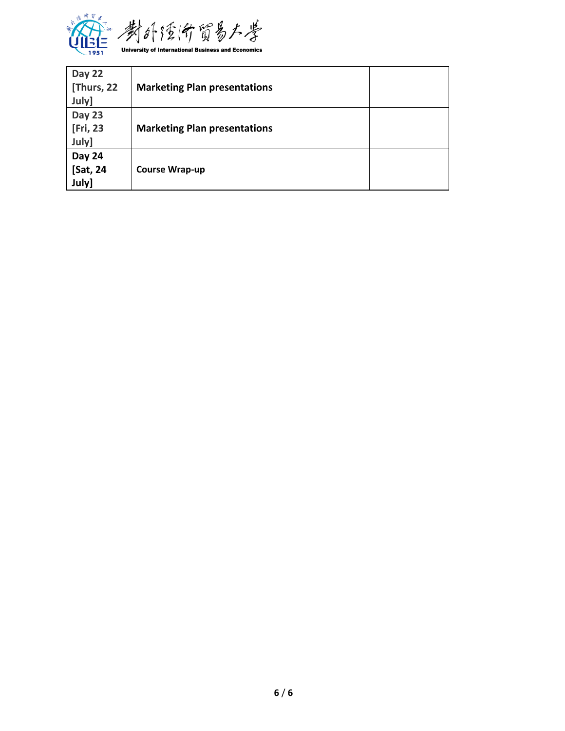| | | |
|---|---|---|
| **Day 22 [Thurs, 22 July]** | **Marketing Plan presentations** | |
| **Day 23 [Fri, 23 July]** | **Marketing Plan presentations** | |
| **Day 24 [Sat, 24 July]** | **Course Wrap-up** | |